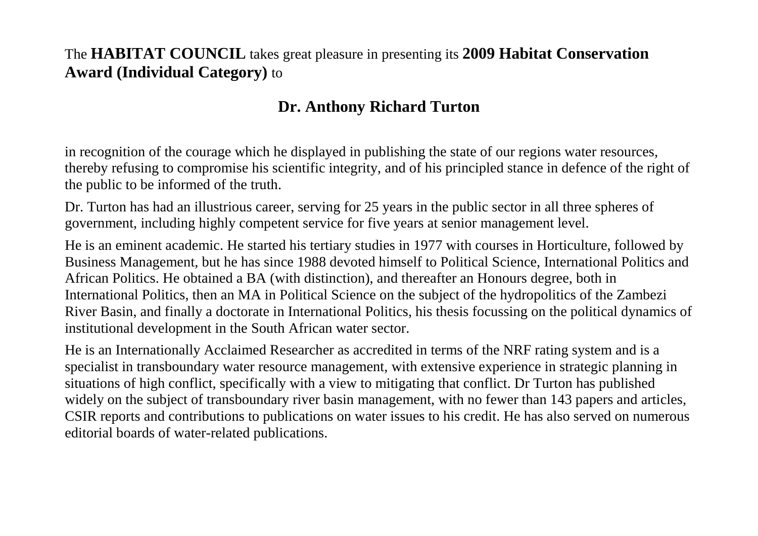The **HABITAT COUNCIL** takes great pleasure in presenting its **2009 Habitat Conservation Award (Individual Category)** to

## Dr. Anthony Richard Turton

in recognition of the courage which he displayed in publishing the state of our regions water resources, thereby refusing to compromise his scientific integrity, and of his principled stance in defence of the right of the public to be informed of the truth.

Dr. Turton has had an illustrious career, serving for 25 years in the public sector in all three spheres of government, including highly competent service for five years at senior management level.

He is an eminent academic. He started his tertiary studies in 1977 with courses in Horticulture, followed by Business Management, but he has since 1988 devoted himself to Political Science, International Politics and African Politics. He obtained a BA (with distinction), and thereafter an Honours degree, both in International Politics, then an MA in Political Science on the subject of the hydropolitics of the Zambezi River Basin, and finally a doctorate in International Politics, his thesis focussing on the political dynamics of institutional development in the South African water sector.

He is an Internationally Acclaimed Researcher as accredited in terms of the NRF rating system and is a specialist in transboundary water resource management, with extensive experience in strategic planning in situations of high conflict, specifically with a view to mitigating that conflict. Dr Turton has published widely on the subject of transboundary river basin management, with no fewer than 143 papers and articles, CSIR reports and contributions to publications on water issues to his credit. He has also served on numerous editorial boards of water-related publications.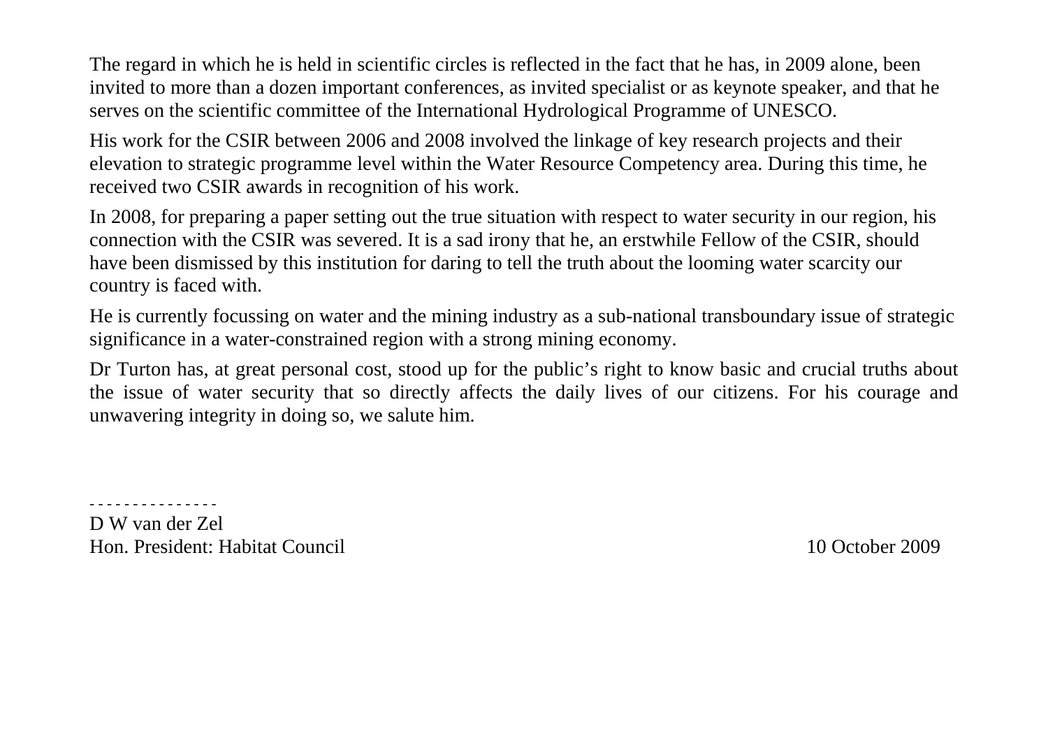The regard in which he is held in scientific circles is reflected in the fact that he has, in 2009 alone, been invited to more than a dozen important conferences, as invited specialist or as keynote speaker, and that he serves on the scientific committee of the International Hydrological Programme of UNESCO.

His work for the CSIR between 2006 and 2008 involved the linkage of key research projects and their elevation to strategic programme level within the Water Resource Competency area. During this time, he received two CSIR awards in recognition of his work.

In 2008, for preparing a paper setting out the true situation with respect to water security in our region, his connection with the CSIR was severed. It is a sad irony that he, an erstwhile Fellow of the CSIR, should have been dismissed by this institution for daring to tell the truth about the looming water scarcity our country is faced with.

He is currently focussing on water and the mining industry as a sub-national transboundary issue of strategic significance in a water-constrained region with a strong mining economy.

Dr Turton has, at great personal cost, stood up for the public's right to know basic and crucial truths about the issue of water security that so directly affects the daily lives of our citizens. For his courage and unwavering integrity in doing so, we salute him.

\- - - - - - - - - - - - - -

D W van der Zel
Hon. President: Habitat Council

10 October 2009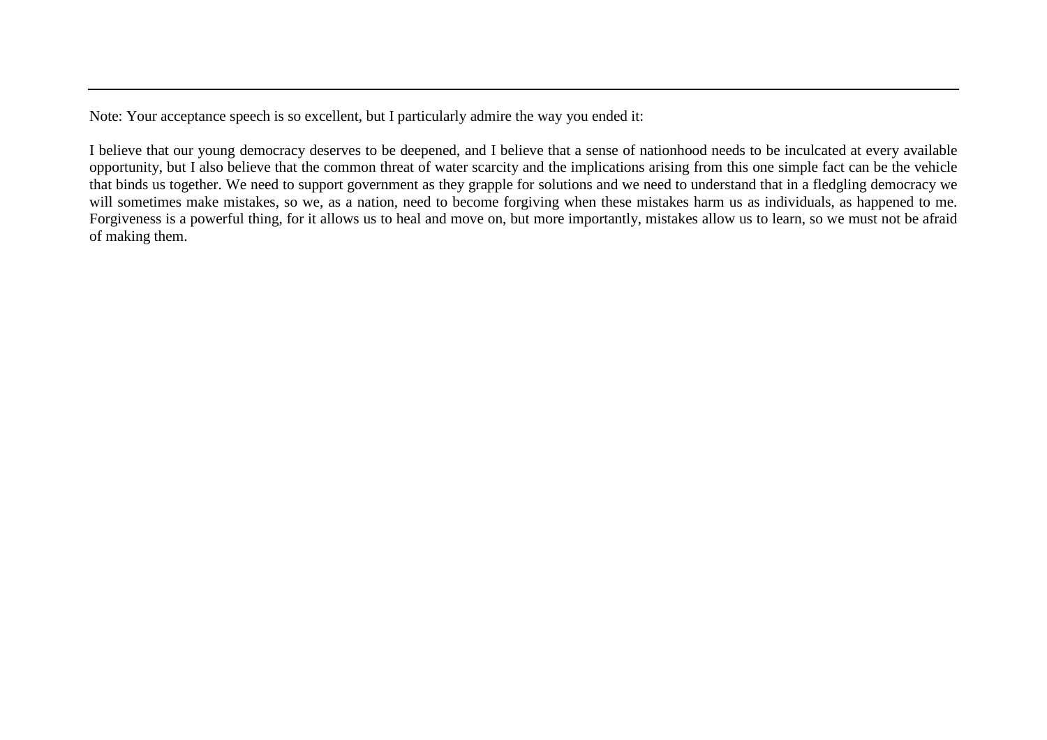---

Note: Your acceptance speech is so excellent, but I particularly admire the way you ended it:

I believe that our young democracy deserves to be deepened, and I believe that a sense of nationhood needs to be inculcated at every available opportunity, but I also believe that the common threat of water scarcity and the implications arising from this one simple fact can be the vehicle that binds us together. We need to support government as they grapple for solutions and we need to understand that in a fledgling democracy we will sometimes make mistakes, so we, as a nation, need to become forgiving when these mistakes harm us as individuals, as happened to me. Forgiveness is a powerful thing, for it allows us to heal and move on, but more importantly, mistakes allow us to learn, so we must not be afraid of making them.